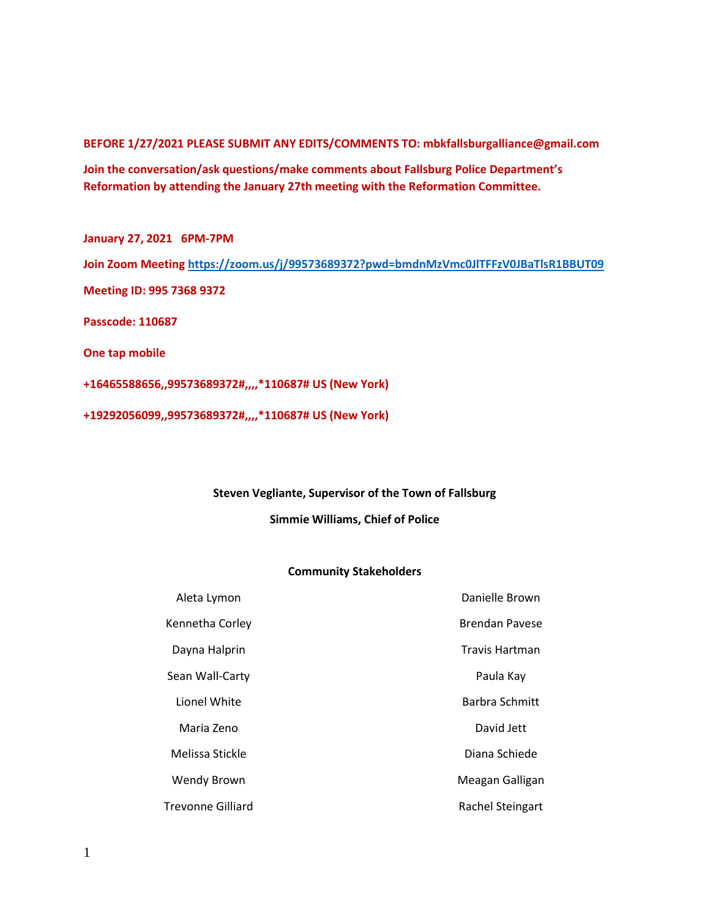**BEFORE 1/27/2021 PLEASE SUBMIT ANY EDITS/COMMENTS TO: mbkfallsburgalliance@gmail.com**

**Join the conversation/ask questions/make comments about Fallsburg Police Department's Reformation by attending the January 27th meeting with the Reformation Committee.**

**January 27, 2021 6PM-7PM**

**Join Zoom Meeting [https://zoom.us/j/99573689372?pwd=bmdnMzVmc0JlTFFzV0JBaTlsR1BBUT09](https://zoom.us/j/99573689372?pwd=bmdnMzVmc0JlTFFzV0JBaTlsR1BBUT09)**

**Meeting ID: 995 7368 9372**

**Passcode: 110687**

**One tap mobile**

**+16465588656,,99573689372#,,,,*110687# US (New York)**

**+19292056099,,99573689372#,,,,*110687# US (New York)**

**Steven Vegliante, Supervisor of the Town of Fallsburg**

**Simmie Williams, Chief of Police**

**Community Stakeholders**

Aleta Lymon

Kennetha Corley

Dayna Halprin

Sean Wall-Carty

Lionel White

Maria Zeno

Melissa Stickle

Wendy Brown

Trevonne Gilliard

Danielle Brown

Brendan Pavese

Travis Hartman

Paula Kay

Barbra Schmitt

David Jett

Diana Schiede

Meagan Galligan

Rachel Steingart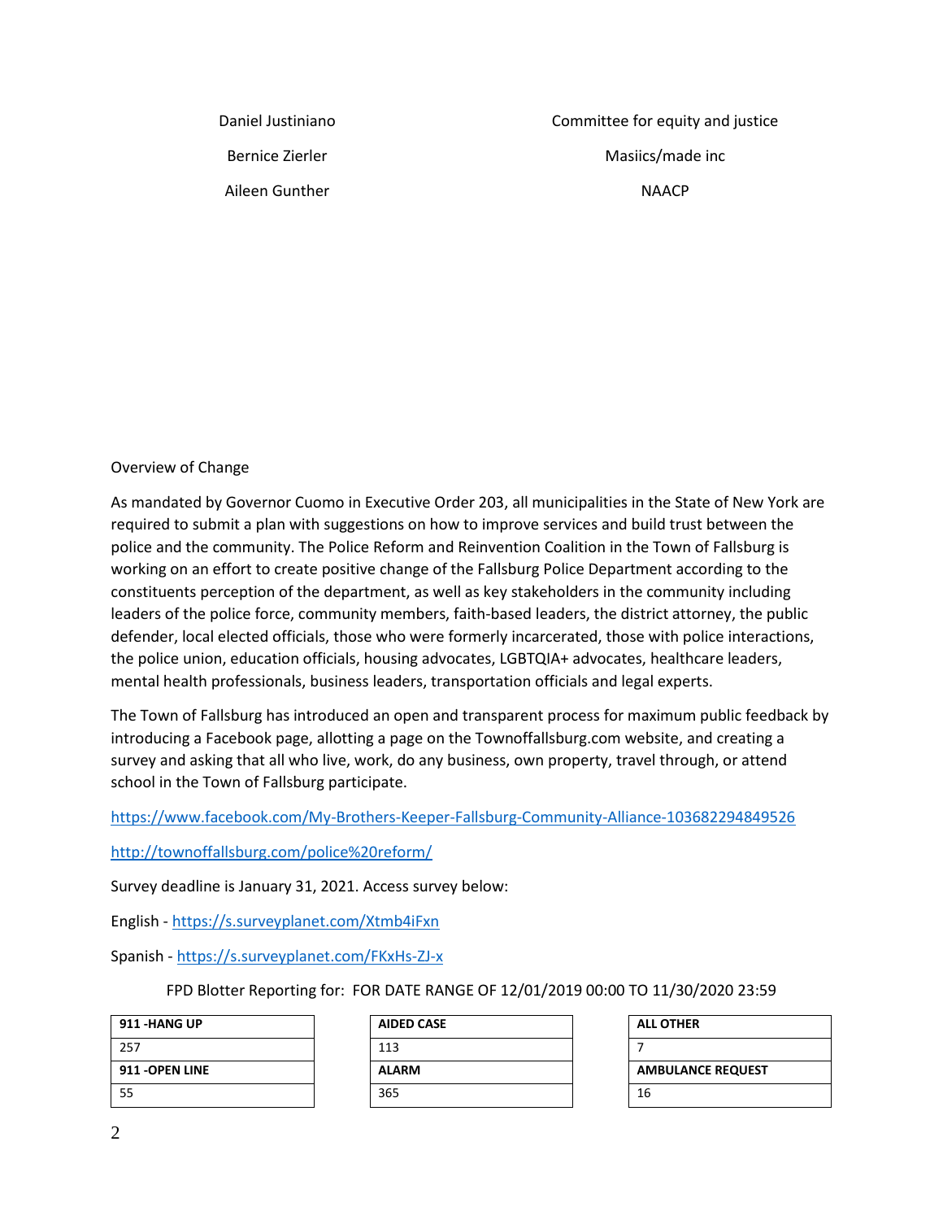| | |
|---|---|
| Daniel Justiniano | Committee for equity and justice |
| Bernice Zierler | Masiics/made inc |
| Aileen Gunther | NAACP |

Overview of Change

As mandated by Governor Cuomo in Executive Order 203, all municipalities in the State of New York are required to submit a plan with suggestions on how to improve services and build trust between the police and the community. The Police Reform and Reinvention Coalition in the Town of Fallsburg is working on an effort to create positive change of the Fallsburg Police Department according to the constituents perception of the department, as well as key stakeholders in the community including leaders of the police force, community members, faith-based leaders, the district attorney, the public defender, local elected officials, those who were formerly incarcerated, those with police interactions, the police union, education officials, housing advocates, LGBTQIA+ advocates, healthcare leaders, mental health professionals, business leaders, transportation officials and legal experts.

The Town of Fallsburg has introduced an open and transparent process for maximum public feedback by introducing a Facebook page, allotting a page on the Townoffallsburg.com website, and creating a survey and asking that all who live, work, do any business, own property, travel through, or attend school in the Town of Fallsburg participate.

https://www.facebook.com/My-Brothers-Keeper-Fallsburg-Community-Alliance-103682294849526

http://townoffallsburg.com/police%20reform/

Survey deadline is January 31, 2021. Access survey below:

English - https://s.surveyplanet.com/Xtmb4iFxn

Spanish - https://s.surveyplanet.com/FKxHs-ZJ-x

FPD Blotter Reporting for: FOR DATE RANGE OF 12/01/2019 00:00 TO 11/30/2020 23:59

| **911 -HANG UP** |
|---|
| 257 |
| **911 -OPEN LINE** |
| 55 |

| **AIDED CASE** |
|---|
| 113 |
| **ALARM** |
| 365 |

| **ALL OTHER** |
|---|
| 7 |
| **AMBULANCE REQUEST** |
| 16 |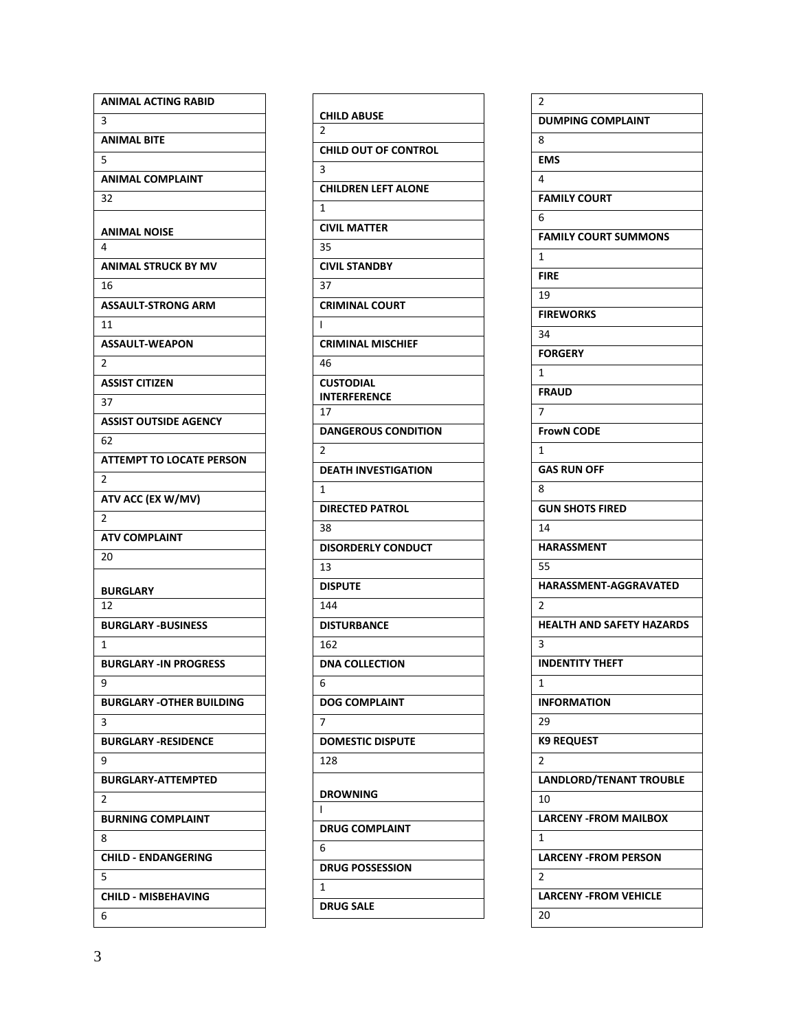| ANIMAL ACTING RABID | 3 |
|---|---|
| ANIMAL BITE | 5 |
| ANIMAL COMPLAINT | 32 |
| ANIMAL NOISE | 4 |
| ANIMAL STRUCK BY MV | 16 |
| ASSAULT-STRONG ARM | 11 |
| ASSAULT-WEAPON | 2 |
| ASSIST CITIZEN | 37 |
| ASSIST OUTSIDE AGENCY | 62 |
| ATTEMPT TO LOCATE PERSON | 2 |
| ATV ACC (EX W/MV) | 2 |
| ATV COMPLAINT | 20 |
| BURGLARY | 12 |
| BURGLARY -BUSINESS | 1 |
| BURGLARY -IN PROGRESS | 9 |
| BURGLARY -OTHER BUILDING | 3 |
| BURGLARY -RESIDENCE | 9 |
| BURGLARY-ATTEMPTED | 2 |
| BURNING COMPLAINT | 8 |
| CHILD - ENDANGERING | 5 |
| CHILD - MISBEHAVING | 6 |
| CHILD ABUSE | 2 |
| CHILD OUT OF CONTROL | 3 |
| CHILDREN LEFT ALONE | 1 |
| CIVIL MATTER | 35 |
| CIVIL STANDBY | 37 |
| CRIMINAL COURT | l |
| CRIMINAL MISCHIEF | 46 |
| CUSTODIAL INTERFERENCE | 17 |
| DANGEROUS CONDITION | 2 |
| DEATH INVESTIGATION | 1 |
| DIRECTED PATROL | 38 |
| DISORDERLY CONDUCT | 13 |
| DISPUTE | 144 |
| DISTURBANCE | 162 |
| DNA COLLECTION | 6 |
| DOG COMPLAINT | 7 |
| DOMESTIC DISPUTE | 128 |
| DROWNING | l |
| DRUG COMPLAINT | 6 |
| DRUG POSSESSION | 1 |
| DRUG SALE | 2 |
| DUMPING COMPLAINT | 8 |
| EMS | 4 |
| FAMILY COURT | 6 |
| FAMILY COURT SUMMONS | 1 |
| FIRE | 19 |
| FIREWORKS | 34 |
| FORGERY | 1 |
| FRAUD | 7 |
| FrowN CODE | 1 |
| GAS RUN OFF | 8 |
| GUN SHOTS FIRED | 14 |
| HARASSMENT | 55 |
| HARASSMENT-AGGRAVATED | 2 |
| HEALTH AND SAFETY HAZARDS | 3 |
| INDENTITY THEFT | 1 |
| INFORMATION | 29 |
| K9 REQUEST | 2 |
| LANDLORD/TENANT TROUBLE | 10 |
| LARCENY -FROM MAILBOX | 1 |
| LARCENY -FROM PERSON | 2 |
| LARCENY -FROM VEHICLE | 20 |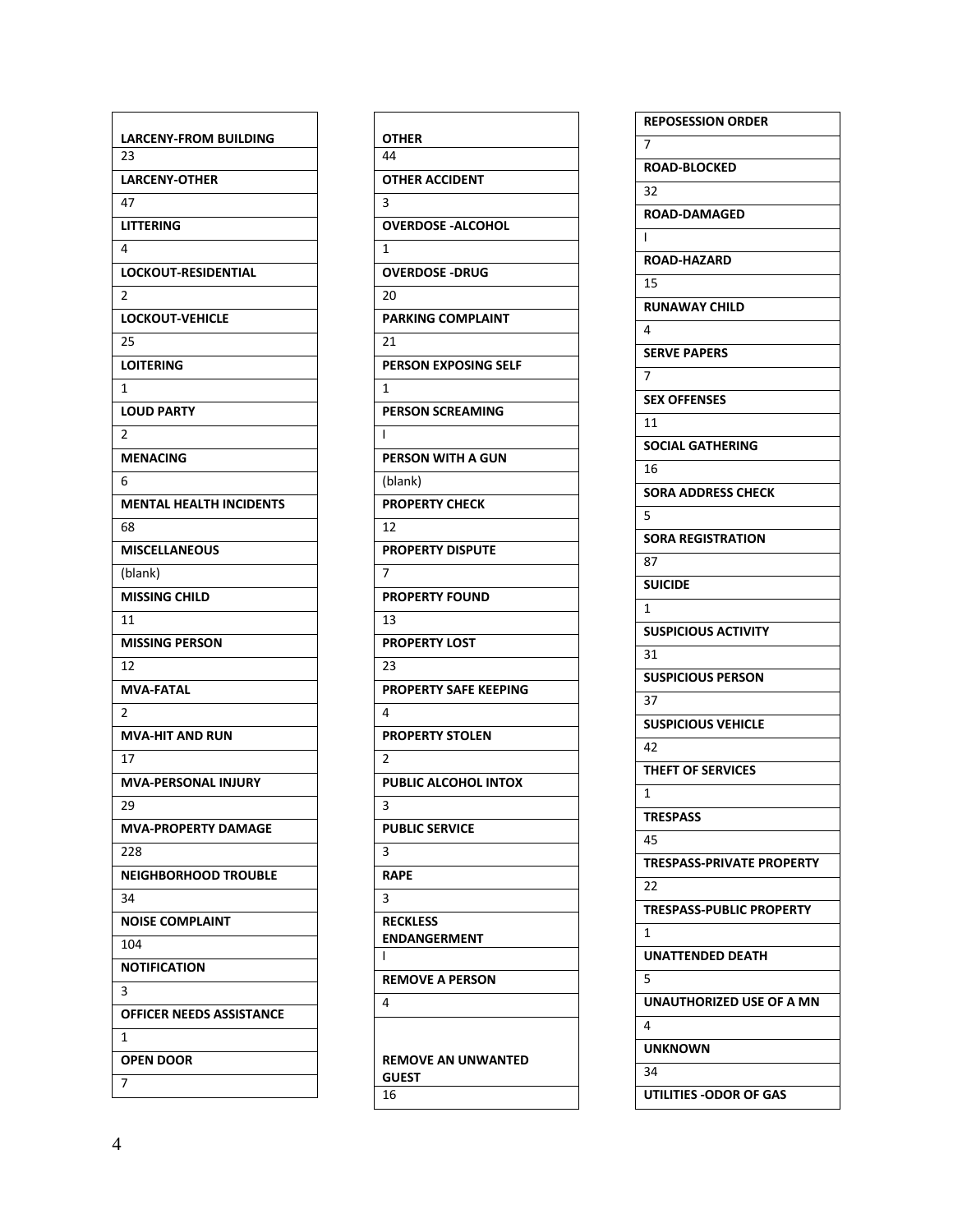| LARCENY-FROM BUILDING |
|---|
| 23 |
| LARCENY-OTHER |
| 47 |
| LITTERING |
| 4 |
| LOCKOUT-RESIDENTIAL |
| 2 |
| LOCKOUT-VEHICLE |
| 25 |
| LOITERING |
| 1 |
| LOUD PARTY |
| 2 |
| MENACING |
| 6 |
| MENTAL HEALTH INCIDENTS |
| 68 |
| MISCELLANEOUS |
| (blank) |
| MISSING CHILD |
| 11 |
| MISSING PERSON |
| 12 |
| MVA-FATAL |
| 2 |
| MVA-HIT AND RUN |
| 17 |
| MVA-PERSONAL INJURY |
| 29 |
| MVA-PROPERTY DAMAGE |
| 228 |
| NEIGHBORHOOD TROUBLE |
| 34 |
| NOISE COMPLAINT |
| 104 |
| NOTIFICATION |
| 3 |
| OFFICER NEEDS ASSISTANCE |
| 1 |
| OPEN DOOR |
| 7 |

| OTHER |
|---|
| 44 |
| OTHER ACCIDENT |
| 3 |
| OVERDOSE -ALCOHOL |
| 1 |
| OVERDOSE -DRUG |
| 20 |
| PARKING COMPLAINT |
| 21 |
| PERSON EXPOSING SELF |
| 1 |
| PERSON SCREAMING |
| l |
| PERSON WITH A GUN |
| (blank) |
| PROPERTY CHECK |
| 12 |
| PROPERTY DISPUTE |
| 7 |
| PROPERTY FOUND |
| 13 |
| PROPERTY LOST |
| 23 |
| PROPERTY SAFE KEEPING |
| 4 |
| PROPERTY STOLEN |
| 2 |
| PUBLIC ALCOHOL INTOX |
| 3 |
| PUBLIC SERVICE |
| 3 |
| RAPE |
| 3 |
| RECKLESS ENDANGERMENT |
| l |
| REMOVE A PERSON |
| 4 |
| REMOVE AN UNWANTED GUEST |
| 16 |

| REPOSESSION ORDER |
|---|
| 7 |
| ROAD-BLOCKED |
| 32 |
| ROAD-DAMAGED |
| l |
| ROAD-HAZARD |
| 15 |
| RUNAWAY CHILD |
| 4 |
| SERVE PAPERS |
| 7 |
| SEX OFFENSES |
| 11 |
| SOCIAL GATHERING |
| 16 |
| SORA ADDRESS CHECK |
| 5 |
| SORA REGISTRATION |
| 87 |
| SUICIDE |
| 1 |
| SUSPICIOUS ACTIVITY |
| 31 |
| SUSPICIOUS PERSON |
| 37 |
| SUSPICIOUS VEHICLE |
| 42 |
| THEFT OF SERVICES |
| 1 |
| TRESPASS |
| 45 |
| TRESPASS-PRIVATE PROPERTY |
| 22 |
| TRESPASS-PUBLIC PROPERTY |
| 1 |
| UNATTENDED DEATH |
| 5 |
| UNAUTHORIZED USE OF A MN |
| 4 |
| UNKNOWN |
| 34 |
| UTILITIES -ODOR OF GAS |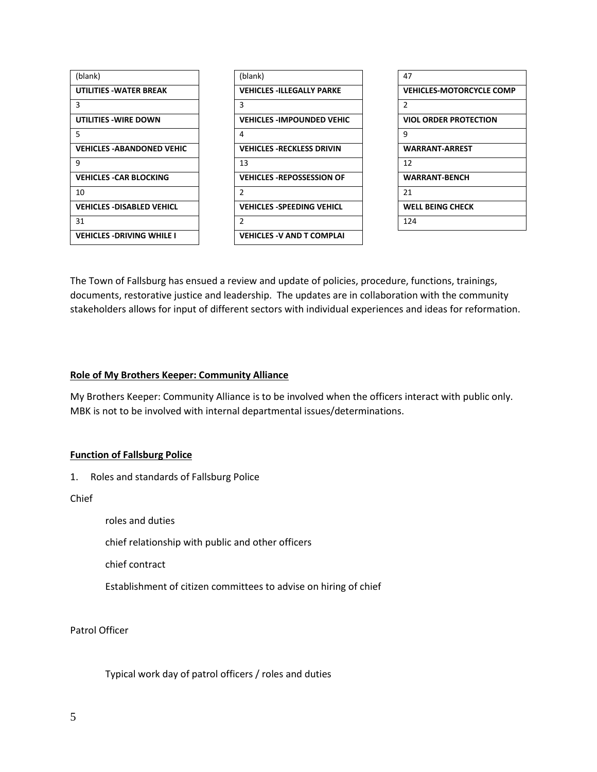| (blank) |
| --- |
| **UTILITIES -WATER BREAK** |
| 3 |
| **UTILITIES -WIRE DOWN** |
| 5 |
| **VEHICLES -ABANDONED VEHIC** |
| 9 |
| **VEHICLES -CAR BLOCKING** |
| 10 |
| **VEHICLES -DISABLED VEHICL** |
| 31 |
| **VEHICLES -DRIVING WHILE I** |

| (blank) |
| --- |
| **VEHICLES -ILLEGALLY PARKE** |
| 3 |
| **VEHICLES -IMPOUNDED VEHIC** |
| 4 |
| **VEHICLES -RECKLESS DRIVIN** |
| 13 |
| **VEHICLES -REPOSSESSION OF** |
| 2 |
| **VEHICLES -SPEEDING VEHICL** |
| 2 |
| **VEHICLES -V AND T COMPLAI** |

| 47 |
| --- |
| **VEHICLES-MOTORCYCLE COMP** |
| 2 |
| **VIOL ORDER PROTECTION** |
| 9 |
| **WARRANT-ARREST** |
| 12 |
| **WARRANT-BENCH** |
| 21 |
| **WELL BEING CHECK** |
| 124 |

The Town of Fallsburg has ensued a review and update of policies, procedure, functions, trainings, documents, restorative justice and leadership. The updates are in collaboration with the community stakeholders allows for input of different sectors with individual experiences and ideas for reformation.

**<u>Role of My Brothers Keeper: Community Alliance</u>**

My Brothers Keeper: Community Alliance is to be involved when the officers interact with public only. MBK is not to be involved with internal departmental issues/determinations.

**<u>Function of Fallsburg Police</u>**

1. Roles and standards of Fallsburg Police

Chief

roles and duties

chief relationship with public and other officers

chief contract

Establishment of citizen committees to advise on hiring of chief

Patrol Officer

Typical work day of patrol officers / roles and duties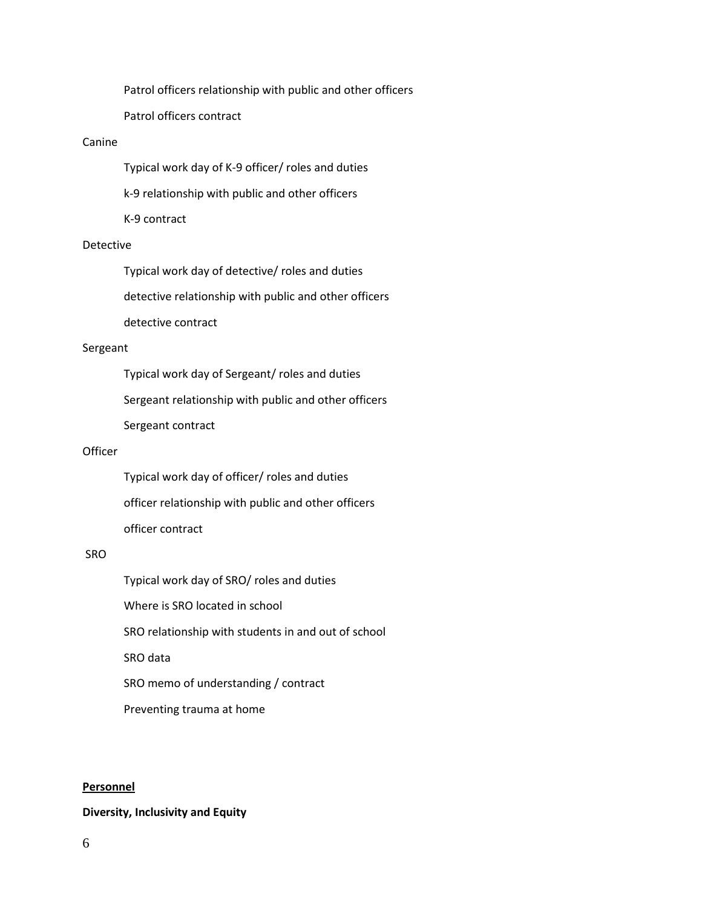- Patrol officers relationship with public and other officers
- Patrol officers contract

Canine

- Typical work day of K-9 officer/ roles and duties
- k-9 relationship with public and other officers
- K-9 contract

Detective

- Typical work day of detective/ roles and duties
- detective relationship with public and other officers
- detective contract

Sergeant

- Typical work day of Sergeant/ roles and duties
- Sergeant relationship with public and other officers
- Sergeant contract

Officer

- Typical work day of officer/ roles and duties
- officer relationship with public and other officers
- officer contract

SRO

- Typical work day of SRO/ roles and duties
- Where is SRO located in school
- SRO relationship with students in and out of school
- SRO data
- SRO memo of understanding / contract
- Preventing trauma at home

**<u>Personnel</u>**

**Diversity, Inclusivity and Equity**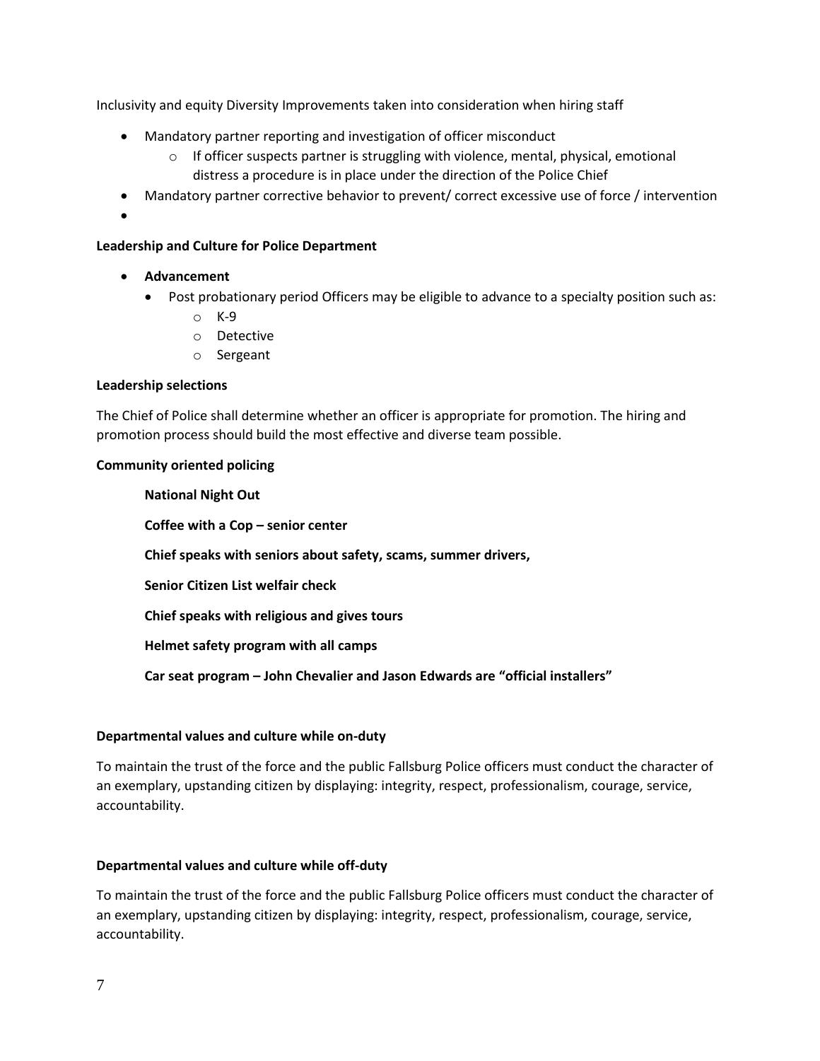Inclusivity and equity Diversity Improvements taken into consideration when hiring staff

- Mandatory partner reporting and investigation of officer misconduct
    - If officer suspects partner is struggling with violence, mental, physical, emotional distress a procedure is in place under the direction of the Police Chief
- Mandatory partner corrective behavior to prevent/ correct excessive use of force / intervention
-

**Leadership and Culture for Police Department**

- **Advancement**
    - Post probationary period Officers may be eligible to advance to a specialty position such as:
        - K-9
        - Detective
        - Sergeant

**Leadership selections**

The Chief of Police shall determine whether an officer is appropriate for promotion. The hiring and promotion process should build the most effective and diverse team possible.

**Community oriented policing**

**National Night Out**

**Coffee with a Cop – senior center**

**Chief speaks with seniors about safety, scams, summer drivers,**

**Senior Citizen List welfair check**

**Chief speaks with religious and gives tours**

**Helmet safety program with all camps**

**Car seat program – John Chevalier and Jason Edwards are "official installers"**

**Departmental values and culture while on-duty**

To maintain the trust of the force and the public Fallsburg Police officers must conduct the character of an exemplary, upstanding citizen by displaying: integrity, respect, professionalism, courage, service, accountability.

**Departmental values and culture while off-duty**

To maintain the trust of the force and the public Fallsburg Police officers must conduct the character of an exemplary, upstanding citizen by displaying: integrity, respect, professionalism, courage, service, accountability.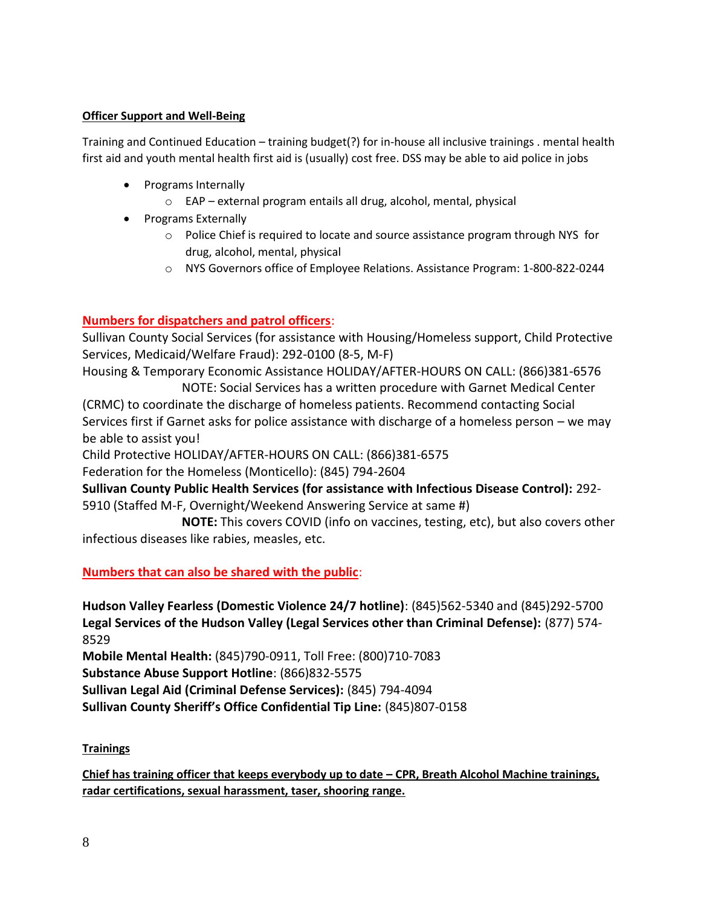**Officer Support and Well-Being**

Training and Continued Education – training budget(?) for in-house all inclusive trainings . mental health first aid and youth mental health first aid is (usually) cost free. DSS may be able to aid police in jobs

- Programs Internally
  - EAP – external program entails all drug, alcohol, mental, physical
- Programs Externally
  - Police Chief is required to locate and source assistance program through NYS for drug, alcohol, mental, physical
  - NYS Governors office of Employee Relations. Assistance Program: 1-800-822-0244

**Numbers for dispatchers and patrol officers**:

Sullivan County Social Services (for assistance with Housing/Homeless support, Child Protective Services, Medicaid/Welfare Fraud): 292-0100 (8-5, M-F)

Housing & Temporary Economic Assistance HOLIDAY/AFTER-HOURS ON CALL: (866)381-6576

NOTE: Social Services has a written procedure with Garnet Medical Center (CRMC) to coordinate the discharge of homeless patients. Recommend contacting Social Services first if Garnet asks for police assistance with discharge of a homeless person – we may be able to assist you!

Child Protective HOLIDAY/AFTER-HOURS ON CALL: (866)381-6575

Federation for the Homeless (Monticello): (845) 794-2604

**Sullivan County Public Health Services (for assistance with Infectious Disease Control):** 292-5910 (Staffed M-F, Overnight/Weekend Answering Service at same #)

**NOTE:** This covers COVID (info on vaccines, testing, etc), but also covers other infectious diseases like rabies, measles, etc.

**Numbers that can also be shared with the public**:

**Hudson Valley Fearless (Domestic Violence 24/7 hotline)**: (845)562-5340 and (845)292-5700

**Legal Services of the Hudson Valley (Legal Services other than Criminal Defense):** (877) 574-8529

**Mobile Mental Health:** (845)790-0911, Toll Free: (800)710-7083

**Substance Abuse Support Hotline**: (866)832-5575

**Sullivan Legal Aid (Criminal Defense Services):** (845) 794-4094

**Sullivan County Sheriff's Office Confidential Tip Line:** (845)807-0158

**Trainings**

**Chief has training officer that keeps everybody up to date – CPR, Breath Alcohol Machine trainings, radar certifications, sexual harassment, taser, shooring range.**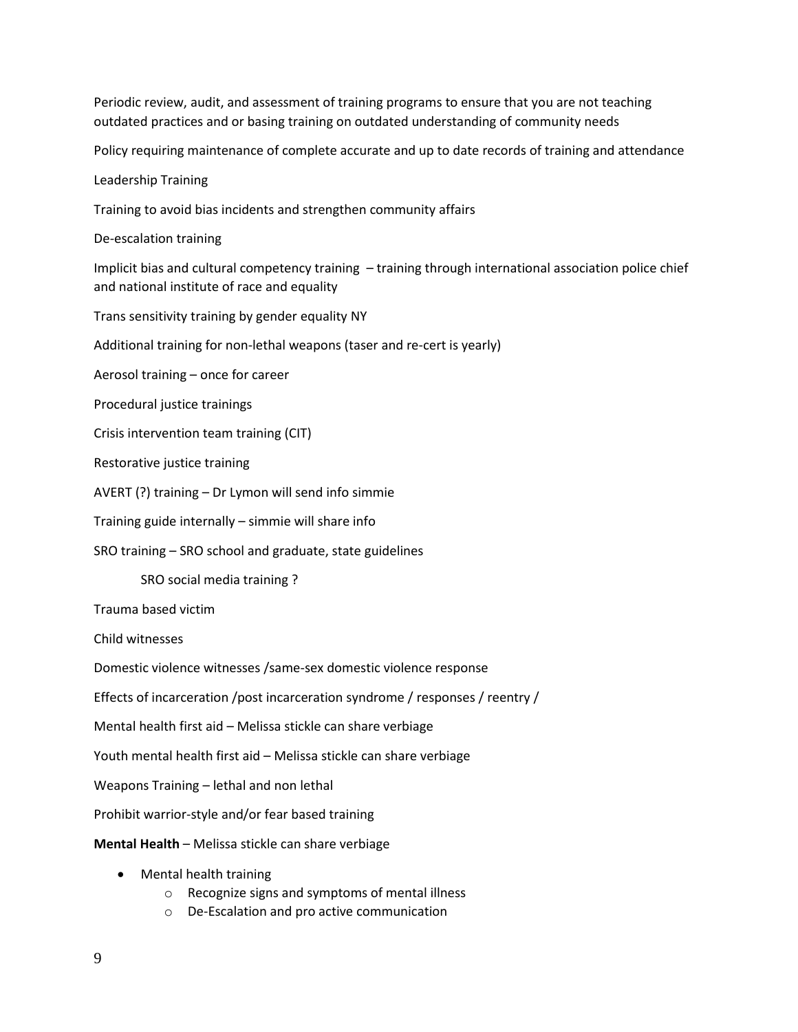Periodic review, audit, and assessment of training programs to ensure that you are not teaching outdated practices and or basing training on outdated understanding of community needs

Policy requiring maintenance of complete accurate and up to date records of training and attendance

Leadership Training

Training to avoid bias incidents and strengthen community affairs

De-escalation training

Implicit bias and cultural competency training – training through international association police chief and national institute of race and equality

Trans sensitivity training by gender equality NY

Additional training for non-lethal weapons (taser and re-cert is yearly)

Aerosol training – once for career

Procedural justice trainings

Crisis intervention team training (CIT)

Restorative justice training

AVERT (?) training – Dr Lymon will send info simmie

Training guide internally – simmie will share info

SRO training – SRO school and graduate, state guidelines

SRO social media training ?

Trauma based victim

Child witnesses

Domestic violence witnesses /same-sex domestic violence response

Effects of incarceration /post incarceration syndrome / responses / reentry /

Mental health first aid – Melissa stickle can share verbiage

Youth mental health first aid – Melissa stickle can share verbiage

Weapons Training – lethal and non lethal

Prohibit warrior-style and/or fear based training

**Mental Health** – Melissa stickle can share verbiage

- Mental health training
  - Recognize signs and symptoms of mental illness
  - De-Escalation and pro active communication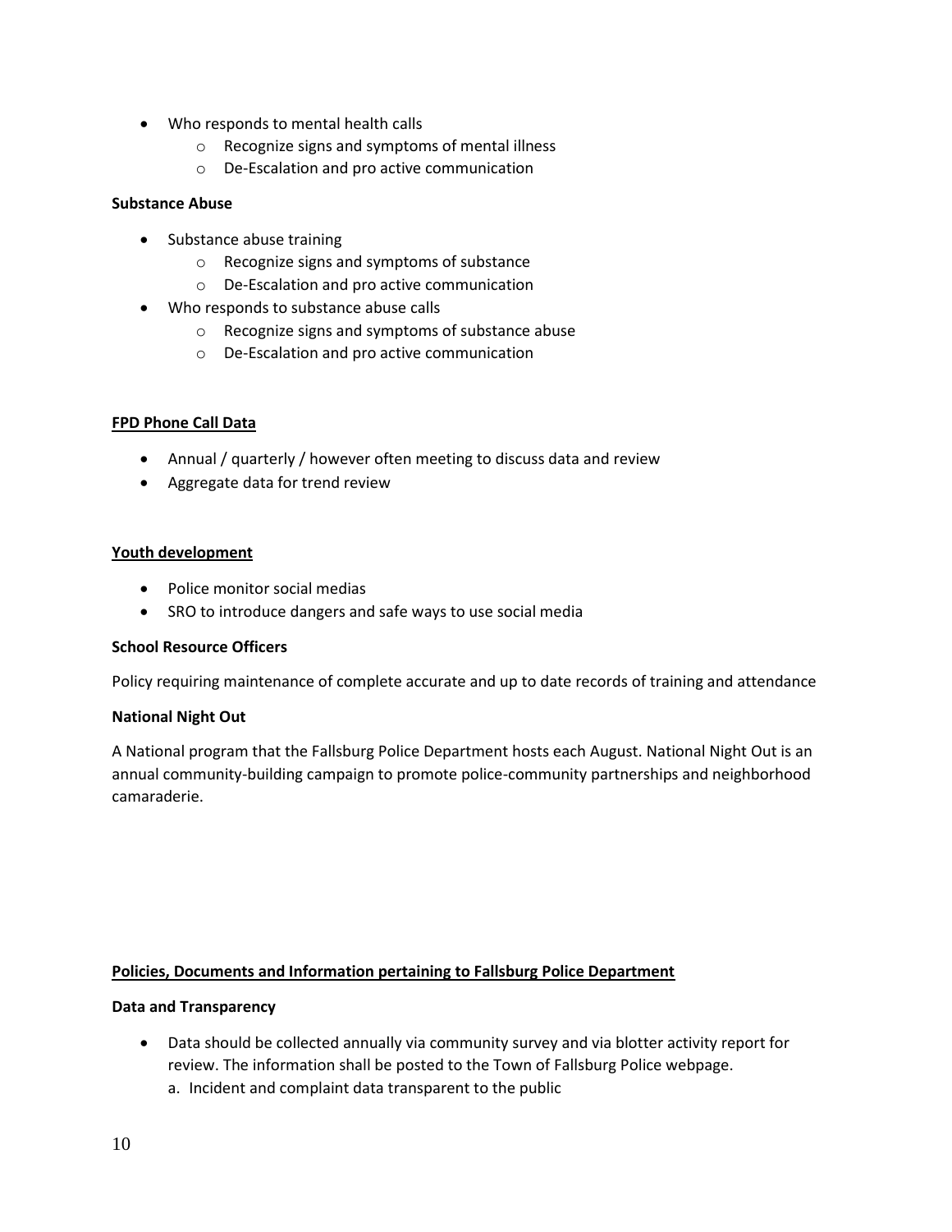- Who responds to mental health calls
    - Recognize signs and symptoms of mental illness
    - De-Escalation and pro active communication

**Substance Abuse**

- Substance abuse training
    - Recognize signs and symptoms of substance
    - De-Escalation and pro active communication
- Who responds to substance abuse calls
    - Recognize signs and symptoms of substance abuse
    - De-Escalation and pro active communication

**FPD Phone Call Data**

- Annual / quarterly / however often meeting to discuss data and review
- Aggregate data for trend review

**Youth development**

- Police monitor social medias
- SRO to introduce dangers and safe ways to use social media

**School Resource Officers**

Policy requiring maintenance of complete accurate and up to date records of training and attendance

**National Night Out**

A National program that the Fallsburg Police Department hosts each August. National Night Out is an annual community-building campaign to promote police-community partnerships and neighborhood camaraderie.

**Policies, Documents and Information pertaining to Fallsburg Police Department**

**Data and Transparency**

- Data should be collected annually via community survey and via blotter activity report for review. The information shall be posted to the Town of Fallsburg Police webpage.
    a. Incident and complaint data transparent to the public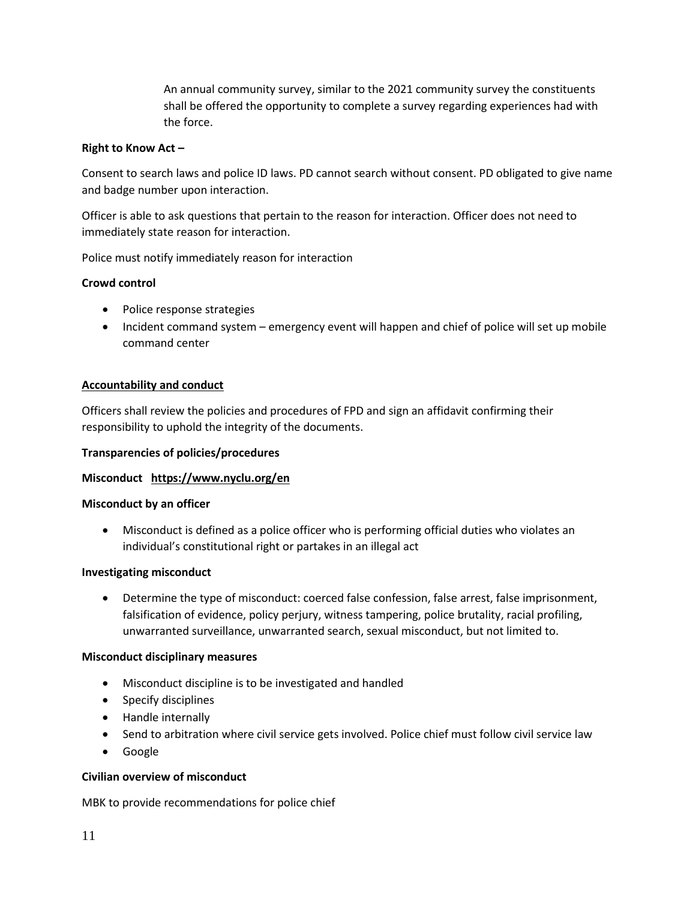An annual community survey, similar to the 2021 community survey the constituents shall be offered the opportunity to complete a survey regarding experiences had with the force.

**Right to Know Act –**

Consent to search laws and police ID laws. PD cannot search without consent. PD obligated to give name and badge number upon interaction.

Officer is able to ask questions that pertain to the reason for interaction. Officer does not need to immediately state reason for interaction.

Police must notify immediately reason for interaction

**Crowd control**

- Police response strategies
- Incident command system – emergency event will happen and chief of police will set up mobile command center

**Accountability and conduct**

Officers shall review the policies and procedures of FPD and sign an affidavit confirming their responsibility to uphold the integrity of the documents.

**Transparencies of policies/procedures**

**Misconduct https://www.nyclu.org/en**

**Misconduct by an officer**

- Misconduct is defined as a police officer who is performing official duties who violates an individual's constitutional right or partakes in an illegal act

**Investigating misconduct**

- Determine the type of misconduct: coerced false confession, false arrest, false imprisonment, falsification of evidence, policy perjury, witness tampering, police brutality, racial profiling, unwarranted surveillance, unwarranted search, sexual misconduct, but not limited to.

**Misconduct disciplinary measures**

- Misconduct discipline is to be investigated and handled
- Specify disciplines
- Handle internally
- Send to arbitration where civil service gets involved. Police chief must follow civil service law
- Google

**Civilian overview of misconduct**

MBK to provide recommendations for police chief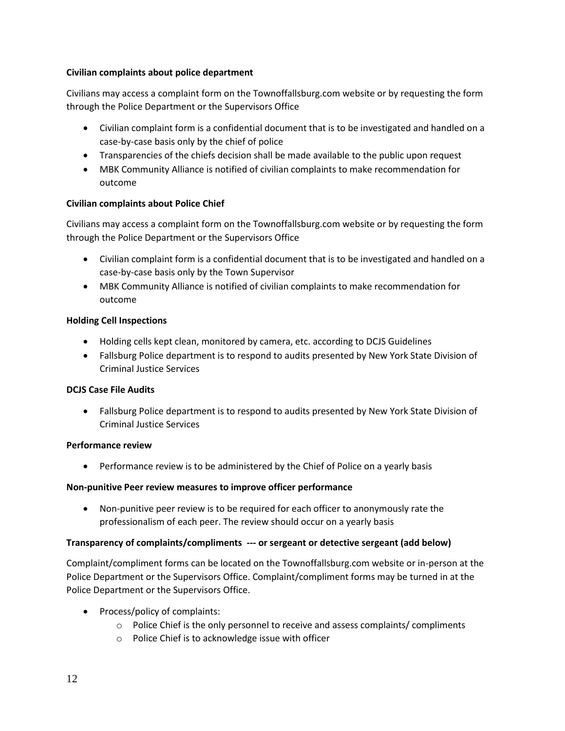**Civilian complaints about police department**

Civilians may access a complaint form on the Townoffallsburg.com website or by requesting the form through the Police Department or the Supervisors Office

- Civilian complaint form is a confidential document that is to be investigated and handled on a case-by-case basis only by the chief of police
- Transparencies of the chiefs decision shall be made available to the public upon request
- MBK Community Alliance is notified of civilian complaints to make recommendation for outcome

**Civilian complaints about Police Chief**

Civilians may access a complaint form on the Townoffallsburg.com website or by requesting the form through the Police Department or the Supervisors Office

- Civilian complaint form is a confidential document that is to be investigated and handled on a case-by-case basis only by the Town Supervisor
- MBK Community Alliance is notified of civilian complaints to make recommendation for outcome

**Holding Cell Inspections**

- Holding cells kept clean, monitored by camera, etc. according to DCJS Guidelines
- Fallsburg Police department is to respond to audits presented by New York State Division of Criminal Justice Services

**DCJS Case File Audits**

- Fallsburg Police department is to respond to audits presented by New York State Division of Criminal Justice Services

**Performance review**

- Performance review is to be administered by the Chief of Police on a yearly basis

**Non-punitive Peer review measures to improve officer performance**

- Non-punitive peer review is to be required for each officer to anonymously rate the professionalism of each peer. The review should occur on a yearly basis

**Transparency of complaints/compliments --- or sergeant or detective sergeant (add below)**

Complaint/compliment forms can be located on the Townoffallsburg.com website or in-person at the Police Department or the Supervisors Office. Complaint/compliment forms may be turned in at the Police Department or the Supervisors Office.

- Process/policy of complaints:
    - Police Chief is the only personnel to receive and assess complaints/ compliments
    - Police Chief is to acknowledge issue with officer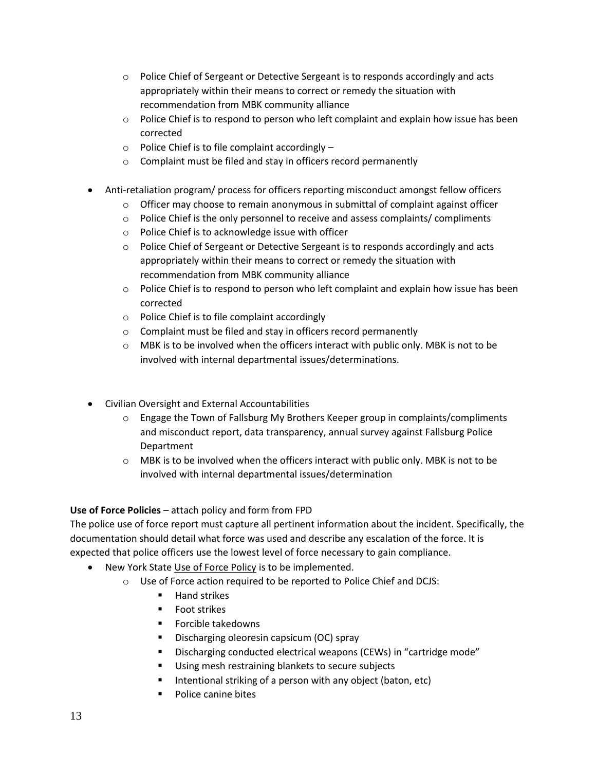- Police Chief of Sergeant or Detective Sergeant is to responds accordingly and acts appropriately within their means to correct or remedy the situation with recommendation from MBK community alliance
  - Police Chief is to respond to person who left complaint and explain how issue has been corrected
  - Police Chief is to file complaint accordingly –
  - Complaint must be filed and stay in officers record permanently

- Anti-retaliation program/ process for officers reporting misconduct amongst fellow officers
  - Officer may choose to remain anonymous in submittal of complaint against officer
  - Police Chief is the only personnel to receive and assess complaints/ compliments
  - Police Chief is to acknowledge issue with officer
  - Police Chief of Sergeant or Detective Sergeant is to responds accordingly and acts appropriately within their means to correct or remedy the situation with recommendation from MBK community alliance
  - Police Chief is to respond to person who left complaint and explain how issue has been corrected
  - Police Chief is to file complaint accordingly
  - Complaint must be filed and stay in officers record permanently
  - MBK is to be involved when the officers interact with public only. MBK is not to be involved with internal departmental issues/determinations.

- Civilian Oversight and External Accountabilities
  - Engage the Town of Fallsburg My Brothers Keeper group in complaints/compliments and misconduct report, data transparency, annual survey against Fallsburg Police Department
  - MBK is to be involved when the officers interact with public only. MBK is not to be involved with internal departmental issues/determination

**Use of Force Policies** – attach policy and form from FPD

The police use of force report must capture all pertinent information about the incident. Specifically, the documentation should detail what force was used and describe any escalation of the force. It is expected that police officers use the lowest level of force necessary to gain compliance.

- New York State Use of Force Policy is to be implemented.
  - Use of Force action required to be reported to Police Chief and DCJS:
    - Hand strikes
    - Foot strikes
    - Forcible takedowns
    - Discharging oleoresin capsicum (OC) spray
    - Discharging conducted electrical weapons (CEWs) in "cartridge mode"
    - Using mesh restraining blankets to secure subjects
    - Intentional striking of a person with any object (baton, etc)
    - Police canine bites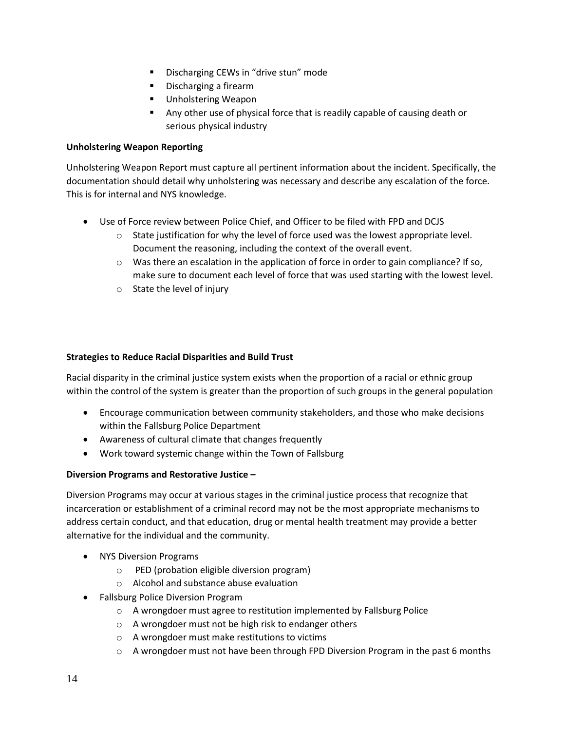- Discharging CEWs in "drive stun" mode
- Discharging a firearm
- Unholstering Weapon
- Any other use of physical force that is readily capable of causing death or serious physical industry

**Unholstering Weapon Reporting**

Unholstering Weapon Report must capture all pertinent information about the incident. Specifically, the documentation should detail why unholstering was necessary and describe any escalation of the force. This is for internal and NYS knowledge.

- Use of Force review between Police Chief, and Officer to be filed with FPD and DCJS
  - State justification for why the level of force used was the lowest appropriate level. Document the reasoning, including the context of the overall event.
  - Was there an escalation in the application of force in order to gain compliance? If so, make sure to document each level of force that was used starting with the lowest level.
  - State the level of injury

**Strategies to Reduce Racial Disparities and Build Trust**

Racial disparity in the criminal justice system exists when the proportion of a racial or ethnic group within the control of the system is greater than the proportion of such groups in the general population

- Encourage communication between community stakeholders, and those who make decisions within the Fallsburg Police Department
- Awareness of cultural climate that changes frequently
- Work toward systemic change within the Town of Fallsburg

**Diversion Programs and Restorative Justice –**

Diversion Programs may occur at various stages in the criminal justice process that recognize that incarceration or establishment of a criminal record may not be the most appropriate mechanisms to address certain conduct, and that education, drug or mental health treatment may provide a better alternative for the individual and the community.

- NYS Diversion Programs
  - PED (probation eligible diversion program)
  - Alcohol and substance abuse evaluation
- Fallsburg Police Diversion Program
  - A wrongdoer must agree to restitution implemented by Fallsburg Police
  - A wrongdoer must not be high risk to endanger others
  - A wrongdoer must make restitutions to victims
  - A wrongdoer must not have been through FPD Diversion Program in the past 6 months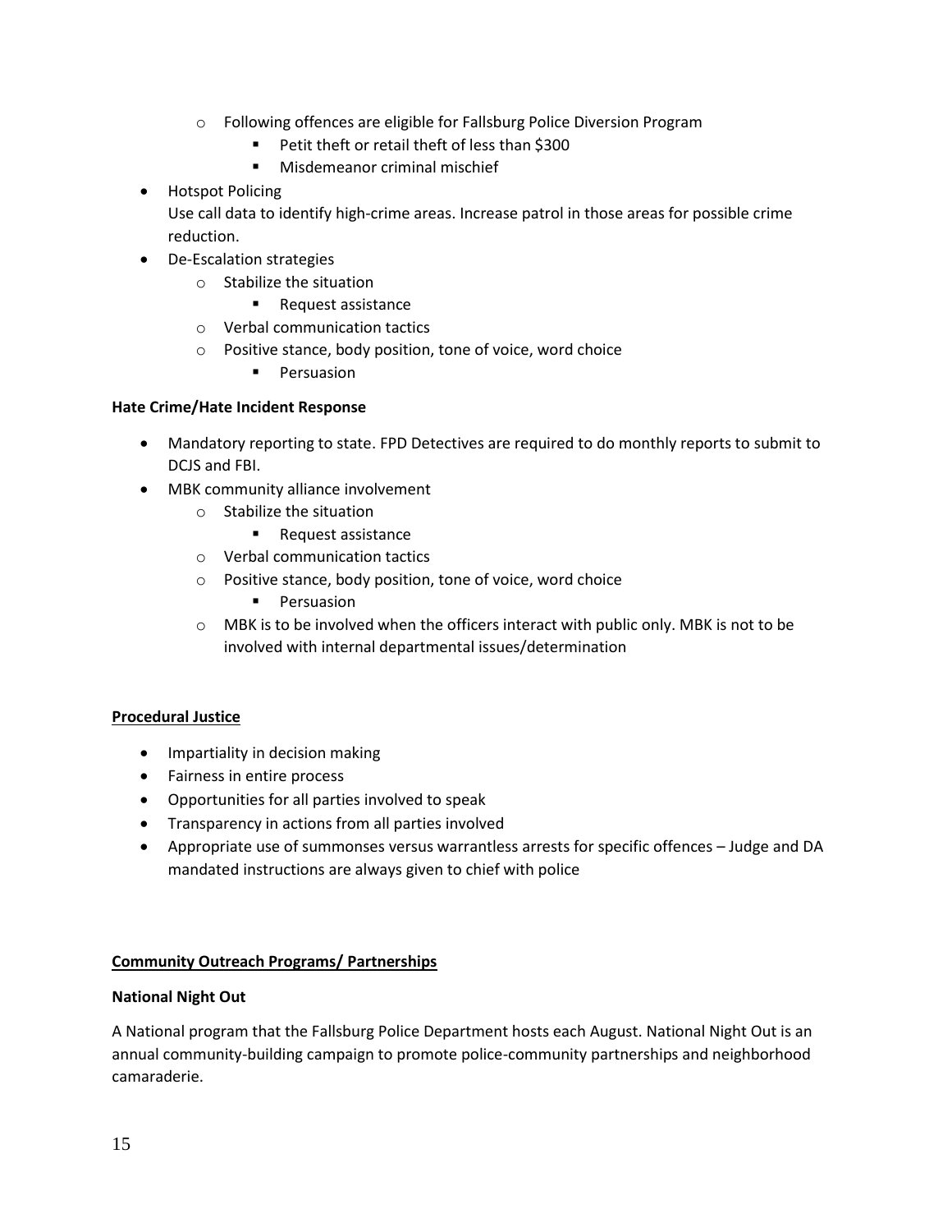- Following offences are eligible for Fallsburg Police Diversion Program
    - Petit theft or retail theft of less than $300
    - Misdemeanor criminal mischief
- Hotspot Policing
  Use call data to identify high-crime areas. Increase patrol in those areas for possible crime reduction.
- De-Escalation strategies
  - Stabilize the situation
    - Request assistance
  - Verbal communication tactics
  - Positive stance, body position, tone of voice, word choice
    - Persuasion

**Hate Crime/Hate Incident Response**

- Mandatory reporting to state. FPD Detectives are required to do monthly reports to submit to DCJS and FBI.
- MBK community alliance involvement
  - Stabilize the situation
    - Request assistance
  - Verbal communication tactics
  - Positive stance, body position, tone of voice, word choice
    - Persuasion
  - MBK is to be involved when the officers interact with public only. MBK is not to be involved with internal departmental issues/determination

## Procedural Justice

- Impartiality in decision making
- Fairness in entire process
- Opportunities for all parties involved to speak
- Transparency in actions from all parties involved
- Appropriate use of summonses versus warrantless arrests for specific offences – Judge and DA mandated instructions are always given to chief with police

## Community Outreach Programs/ Partnerships

**National Night Out**

A National program that the Fallsburg Police Department hosts each August. National Night Out is an annual community-building campaign to promote police-community partnerships and neighborhood camaraderie.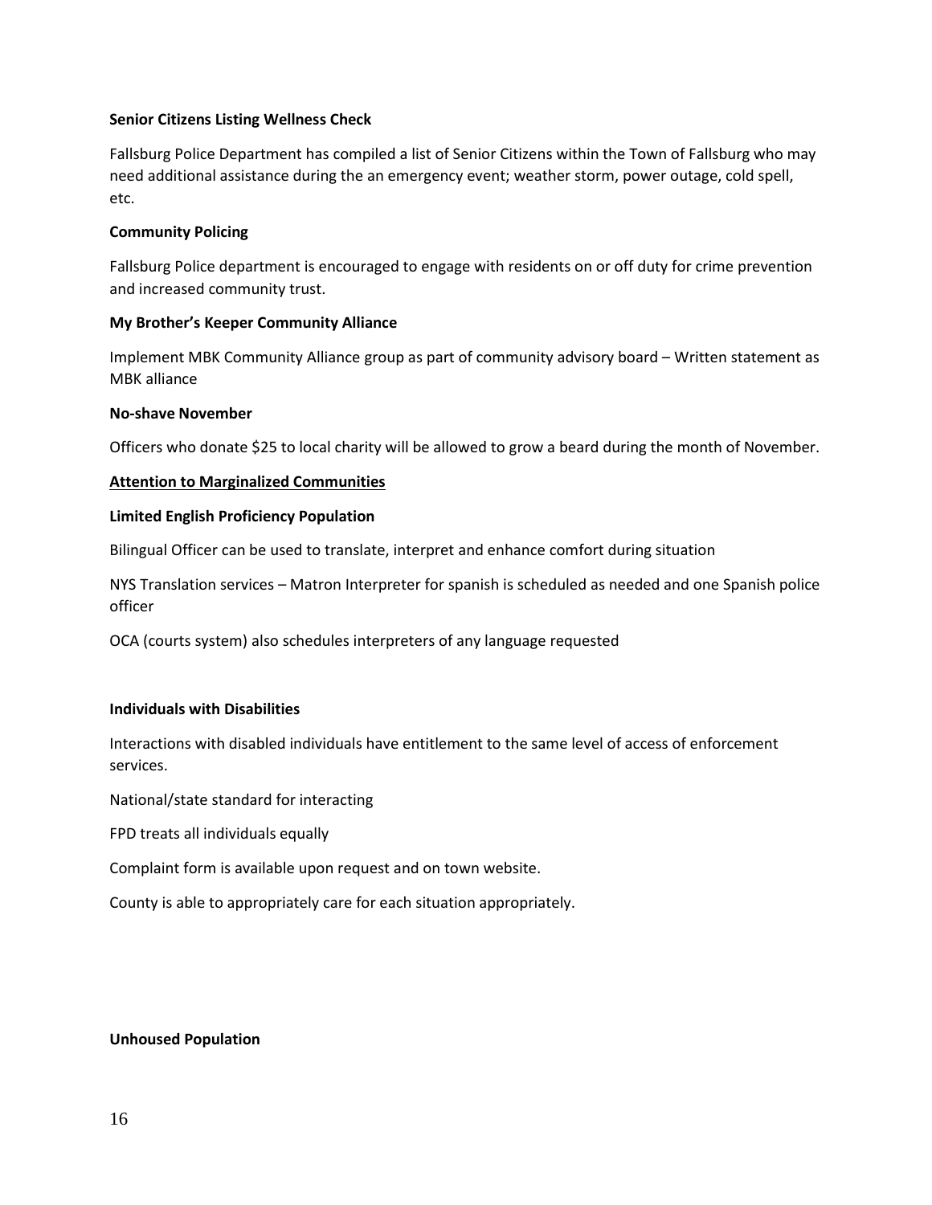**Senior Citizens Listing Wellness Check**

Fallsburg Police Department has compiled a list of Senior Citizens within the Town of Fallsburg who may need additional assistance during the an emergency event; weather storm, power outage, cold spell, etc.

**Community Policing**

Fallsburg Police department is encouraged to engage with residents on or off duty for crime prevention and increased community trust.

**My Brother's Keeper Community Alliance**

Implement MBK Community Alliance group as part of community advisory board – Written statement as MBK alliance

**No-shave November**

Officers who donate $25 to local charity will be allowed to grow a beard during the month of November.

**<u>Attention to Marginalized Communities</u>**

**Limited English Proficiency Population**

Bilingual Officer can be used to translate, interpret and enhance comfort during situation

NYS Translation services – Matron Interpreter for spanish is scheduled as needed and one Spanish police officer

OCA (courts system) also schedules interpreters of any language requested

**Individuals with Disabilities**

Interactions with disabled individuals have entitlement to the same level of access of enforcement services.

National/state standard for interacting

FPD treats all individuals equally

Complaint form is available upon request and on town website.

County is able to appropriately care for each situation appropriately.

**Unhoused Population**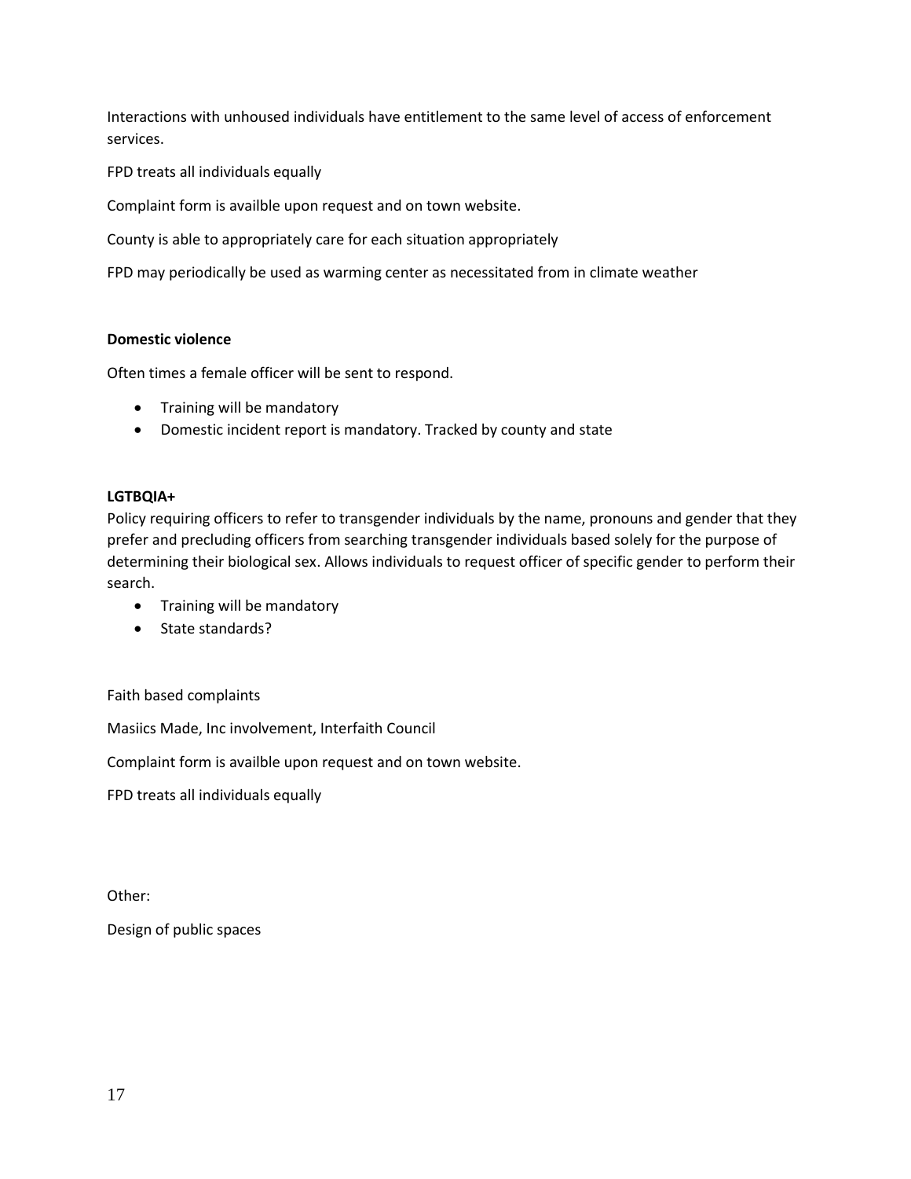Interactions with unhoused individuals have entitlement to the same level of access of enforcement services.

FPD treats all individuals equally

Complaint form is availble upon request and on town website.

County is able to appropriately care for each situation appropriately

FPD may periodically be used as warming center as necessitated from in climate weather

**Domestic violence**

Often times a female officer will be sent to respond.

- Training will be mandatory
- Domestic incident report is mandatory. Tracked by county and state

**LGTBQIA+**

Policy requiring officers to refer to transgender individuals by the name, pronouns and gender that they prefer and precluding officers from searching transgender individuals based solely for the purpose of determining their biological sex. Allows individuals to request officer of specific gender to perform their search.

- Training will be mandatory
- State standards?

Faith based complaints

Masiics Made, Inc involvement, Interfaith Council

Complaint form is availble upon request and on town website.

FPD treats all individuals equally

Other:

Design of public spaces